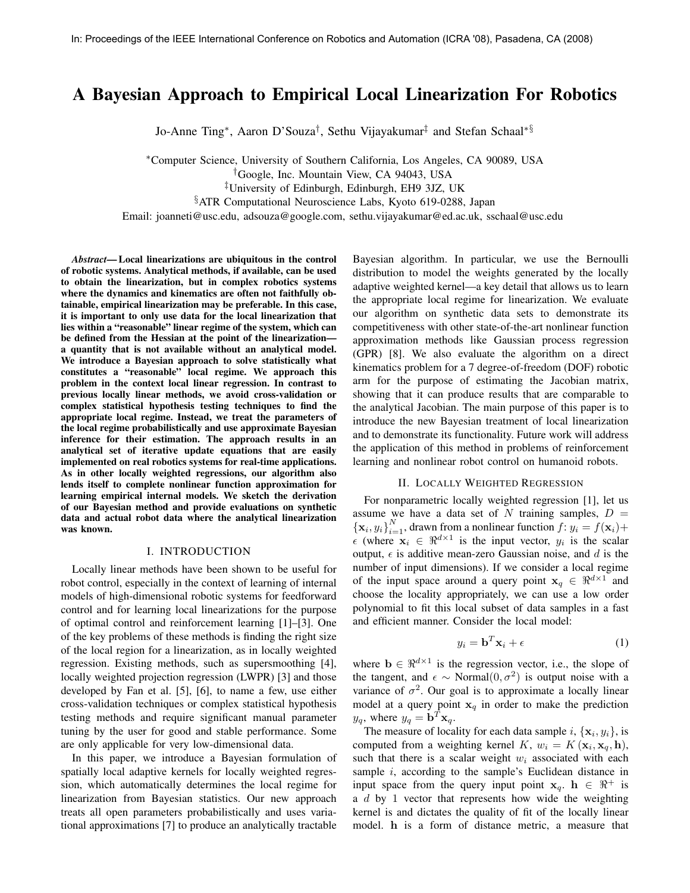# A Bayesian Approach to Empirical Local Linearization For Robotics

Jo-Anne Ting*, Aaron D'Souza†, Sethu Vijayakumar‡ and Stefan Schaal*§

*Computer Science, University of Southern California, Los Angeles, CA 90089, USA
†Google, Inc. Mountain View, CA 94043, USA
‡University of Edinburgh, Edinburgh, EH9 3JZ, UK
§ATR Computational Neuroscience Labs, Kyoto 619-0288, Japan
Email: joanneti@usc.edu, adsouza@google.com, sethu.vijayakumar@ed.ac.uk, sschaal@usc.edu

***Abstract*— Local linearizations are ubiquitous in the control of robotic systems. Analytical methods, if available, can be used to obtain the linearization, but in complex robotics systems where the dynamics and kinematics are often not faithfully obtainable, empirical linearization may be preferable. In this case, it is important to only use data for the local linearization that lies within a "reasonable" linear regime of the system, which can be defined from the Hessian at the point of the linearization—a quantity that is not available without an analytical model. We introduce a Bayesian approach to solve statistically what constitutes a "reasonable" local regime. We approach this problem in the context local linear regression. In contrast to previous locally linear methods, we avoid cross-validation or complex statistical hypothesis testing techniques to find the appropriate local regime. Instead, we treat the parameters of the local regime probabilistically and use approximate Bayesian inference for their estimation. The approach results in an analytical set of iterative update equations that are easily implemented on real robotics systems for real-time applications. As in other locally weighted regressions, our algorithm also lends itself to complete nonlinear function approximation for learning empirical internal models. We sketch the derivation of our Bayesian method and provide evaluations on synthetic data and actual robot data where the analytical linearization was known.**

## I. INTRODUCTION

Locally linear methods have been shown to be useful for robot control, especially in the context of learning of internal models of high-dimensional robotic systems for feedforward control and for learning local linearizations for the purpose of optimal control and reinforcement learning [1]–[3]. One of the key problems of these methods is finding the right size of the local region for a linearization, as in locally weighted regression. Existing methods, such as supersmoothing [4], locally weighted projection regression (LWPR) [3] and those developed by Fan et al. [5], [6], to name a few, use either cross-validation techniques or complex statistical hypothesis testing methods and require significant manual parameter tuning by the user for good and stable performance. Some are only applicable for very low-dimensional data.

In this paper, we introduce a Bayesian formulation of spatially local adaptive kernels for locally weighted regression, which automatically determines the local regime for linearization from Bayesian statistics. Our new approach treats all open parameters probabilistically and uses variational approximations [7] to produce an analytically tractable Bayesian algorithm. In particular, we use the Bernoulli distribution to model the weights generated by the locally adaptive weighted kernel—a key detail that allows us to learn the appropriate local regime for linearization. We evaluate our algorithm on synthetic data sets to demonstrate its competitiveness with other state-of-the-art nonlinear function approximation methods like Gaussian process regression (GPR) [8]. We also evaluate the algorithm on a direct kinematics problem for a 7 degree-of-freedom (DOF) robotic arm for the purpose of estimating the Jacobian matrix, showing that it can produce results that are comparable to the analytical Jacobian. The main purpose of this paper is to introduce the new Bayesian treatment of local linearization and to demonstrate its functionality. Future work will address the application of this method in problems of reinforcement learning and nonlinear robot control on humanoid robots.

## II. LOCALLY WEIGHTED REGRESSION

For nonparametric locally weighted regression [1], let us assume we have a data set of $N$ training samples, $D = \{\mathbf{x}_i, y_i\}_{i=1}^N$, drawn from a nonlinear function $f$: $y_i = f(\mathbf{x}_i) + \epsilon$ (where $\mathbf{x}_i \in \Re^{d \times 1}$ is the input vector, $y_i$ is the scalar output, $\epsilon$ is additive mean-zero Gaussian noise, and $d$ is the number of input dimensions). If we consider a local regime of the input space around a query point $\mathbf{x}_q \in \Re^{d \times 1}$ and choose the locality appropriately, we can use a low order polynomial to fit this local subset of data samples in a fast and efficient manner. Consider the local model:

$$y_i = \mathbf{b}^T \mathbf{x}_i + \epsilon \tag{1}$$

where $\mathbf{b} \in \Re^{d \times 1}$ is the regression vector, i.e., the slope of the tangent, and $\epsilon \sim \text{Normal}(0, \sigma^2)$ is output noise with a variance of $\sigma^2$. Our goal is to approximate a locally linear model at a query point $\mathbf{x}_q$ in order to make the prediction $y_q$, where $y_q = \mathbf{b}^T \mathbf{x}_q$.

The measure of locality for each data sample $i$, $\{\mathbf{x}_i, y_i\}$, is computed from a weighting kernel $K$, $w_i = K(\mathbf{x}_i, \mathbf{x}_q, \mathbf{h})$, such that there is a scalar weight $w_i$ associated with each sample $i$, according to the sample's Euclidean distance in input space from the query input point $\mathbf{x}_q$. $\mathbf{h} \in \Re^+$ is a $d$ by 1 vector that represents how wide the weighting kernel is and dictates the quality of fit of the locally linear model. $\mathbf{h}$ is a form of distance metric, a measure that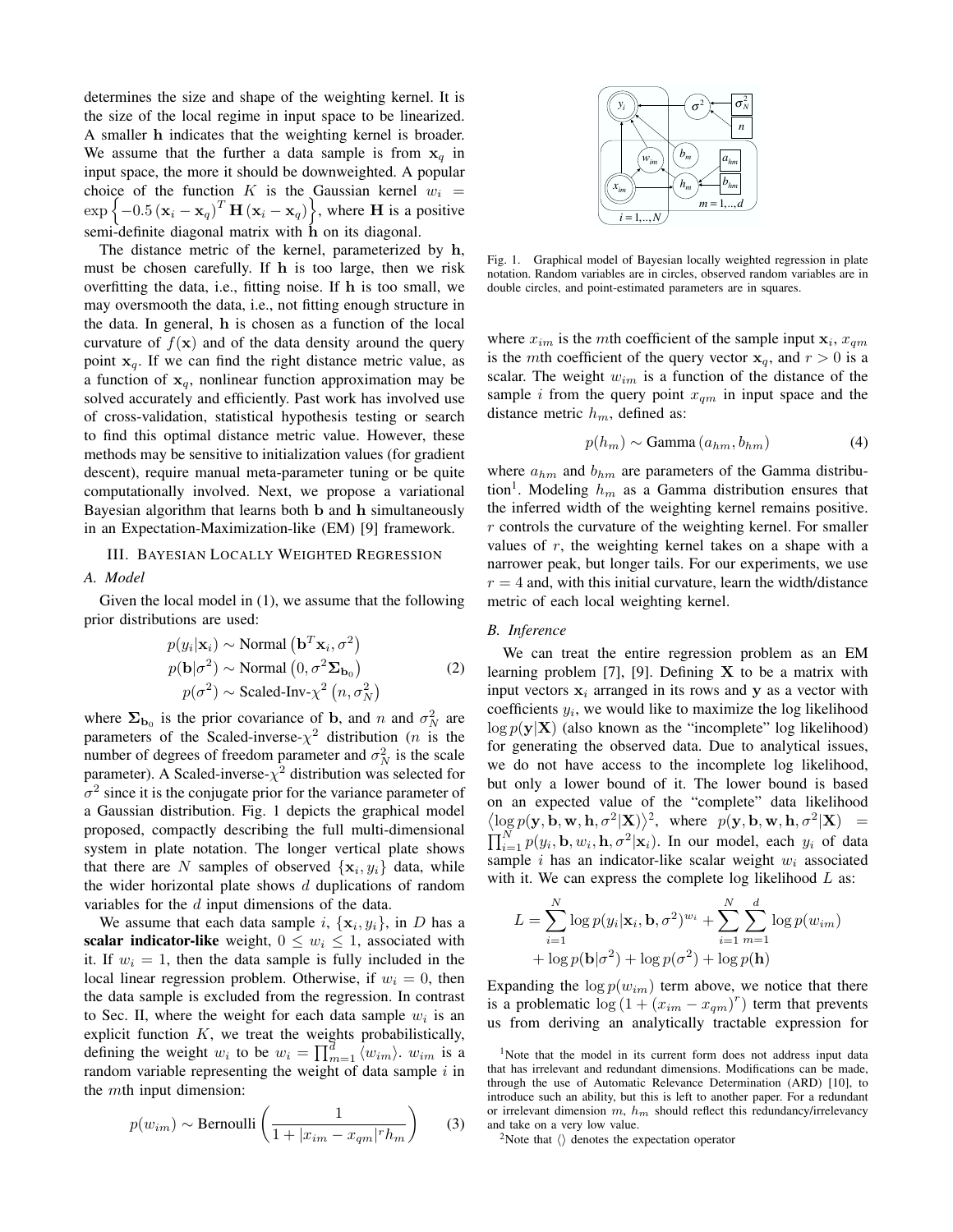determines the size and shape of the weighting kernel. It is the size of the local regime in input space to be linearized. A smaller $\mathbf{h}$ indicates that the weighting kernel is broader. We assume that the further a data sample is from $\mathbf{x}_q$ in input space, the more it should be downweighted. A popular choice of the function $K$ is the Gaussian kernel $w_i = \exp\left\{-0.5\left(\mathbf{x}_i - \mathbf{x}_q\right)^T \mathbf{H}\left(\mathbf{x}_i - \mathbf{x}_q\right)\right\}$, where $\mathbf{H}$ is a positive semi-definite diagonal matrix with $\mathbf{h}$ on its diagonal.

The distance metric of the kernel, parameterized by $\mathbf{h}$, must be chosen carefully. If $\mathbf{h}$ is too large, then we risk overfitting the data, i.e., fitting noise. If $\mathbf{h}$ is too small, we may oversmooth the data, i.e., not fitting enough structure in the data. In general, $\mathbf{h}$ is chosen as a function of the local curvature of $f(\mathbf{x})$ and of the data density around the query point $\mathbf{x}_q$. If we can find the right distance metric value, as a function of $\mathbf{x}_q$, nonlinear function approximation may be solved accurately and efficiently. Past work has involved use of cross-validation, statistical hypothesis testing or search to find this optimal distance metric value. However, these methods may be sensitive to initialization values (for gradient descent), require manual meta-parameter tuning or be quite computationally involved. Next, we propose a variational Bayesian algorithm that learns both $\mathbf{b}$ and $\mathbf{h}$ simultaneously in an Expectation-Maximization-like (EM) [9] framework.

## III. Bayesian Locally Weighted Regression

### A. Model

Given the local model in (1), we assume that the following prior distributions are used:

$$
\begin{aligned}
p(y_i|\mathbf{x}_i) &\sim \text{Normal}\left(\mathbf{b}^T\mathbf{x}_i, \sigma^2\right) \\
p(\mathbf{b}|\sigma^2) &\sim \text{Normal}\left(0, \sigma^2\boldsymbol{\Sigma}_{\mathbf{b}_0}\right) \\
p(\sigma^2) &\sim \text{Scaled-Inv-}\chi^2\left(n, \sigma_N^2\right)
\end{aligned}
\tag{2}
$$

where $\boldsymbol{\Sigma}_{\mathbf{b}_0}$ is the prior covariance of $\mathbf{b}$, and $n$ and $\sigma_N^2$ are parameters of the Scaled-inverse-$\chi^2$ distribution ($n$ is the number of degrees of freedom parameter and $\sigma_N^2$ is the scale parameter). A Scaled-inverse-$\chi^2$ distribution was selected for $\sigma^2$ since it is the conjugate prior for the variance parameter of a Gaussian distribution. Fig. 1 depicts the graphical model proposed, compactly describing the full multi-dimensional system in plate notation. The longer vertical plate shows that there are $N$ samples of observed $\{\mathbf{x}_i, y_i\}$ data, while the wider horizontal plate shows $d$ duplications of random variables for the $d$ input dimensions of the data.

We assume that each data sample $i$, $\{\mathbf{x}_i, y_i\}$, in $D$ has a **scalar indicator-like** weight, $0 \leq w_i \leq 1$, associated with it. If $w_i = 1$, then the data sample is fully included in the local linear regression problem. Otherwise, if $w_i = 0$, then the data sample is excluded from the regression. In contrast to Sec. II, where the weight for each data sample $w_i$ is an explicit function $K$, we treat the weights probabilistically, defining the weight $w_i$ to be $w_i = \prod_{m=1}^{d}\langle w_{im}\rangle$. $w_{im}$ is a random variable representing the weight of data sample $i$ in the $m$th input dimension:

$$
p(w_{im}) \sim \text{Bernoulli}\left(\frac{1}{1+|x_{im}-x_{qm}|^r h_m}\right) \tag{3}
$$

Fig. 1. Graphical model of Bayesian locally weighted regression in plate notation. Random variables are in circles, observed random variables are in double circles, and point-estimated parameters are in squares.

where $x_{im}$ is the $m$th coefficient of the sample input $\mathbf{x}_i$, $x_{qm}$ is the $m$th coefficient of the query vector $\mathbf{x}_q$, and $r > 0$ is a scalar. The weight $w_{im}$ is a function of the distance of the sample $i$ from the query point $x_{qm}$ in input space and the distance metric $h_m$, defined as:

$$
p(h_m) \sim \text{Gamma}\left(a_{hm}, b_{hm}\right) \tag{4}
$$

where $a_{hm}$ and $b_{hm}$ are parameters of the Gamma distribution[1]. Modeling $h_m$ as a Gamma distribution ensures that the inferred width of the weighting kernel remains positive. $r$ controls the curvature of the weighting kernel. For smaller values of $r$, the weighting kernel takes on a shape with a narrower peak, but longer tails. For our experiments, we use $r = 4$ and, with this initial curvature, learn the width/distance metric of each local weighting kernel.

### B. Inference

We can treat the entire regression problem as an EM learning problem [7], [9]. Defining $\mathbf{X}$ to be a matrix with input vectors $\mathbf{x}_i$ arranged in its rows and $\mathbf{y}$ as a vector with coefficients $y_i$, we would like to maximize the log likelihood $\log p(\mathbf{y}|\mathbf{X})$ (also known as the "incomplete" log likelihood) for generating the observed data. Due to analytical issues, we do not have access to the incomplete log likelihood, but only a lower bound of it. The lower bound is based on an expected value of the "complete" data likelihood $\langle \log p(\mathbf{y}, \mathbf{b}, \mathbf{w}, \mathbf{h}, \sigma^2|\mathbf{X})\rangle$[2], where $p(\mathbf{y}, \mathbf{b}, \mathbf{w}, \mathbf{h}, \sigma^2|\mathbf{X}) = \prod_{i=1}^{N} p(y_i, \mathbf{b}, w_i, \mathbf{h}, \sigma^2|\mathbf{x}_i)$. In our model, each $y_i$ of data sample $i$ has an indicator-like scalar weight $w_i$ associated with it. We can express the complete log likelihood $L$ as:

$$
\begin{aligned}
L = &\sum_{i=1}^{N} \log p(y_i|\mathbf{x}_i, \mathbf{b}, \sigma^2)^{w_i} + \sum_{i=1}^{N}\sum_{m=1}^{d} \log p(w_{im}) \\
&+ \log p(\mathbf{b}|\sigma^2) + \log p(\sigma^2) + \log p(\mathbf{h})
\end{aligned}
$$

Expanding the $\log p(w_{im})$ term above, we notice that there is a problematic $\log\left(1 + (x_{im} - x_{qm})^r\right)$ term that prevents us from deriving an analytically tractable expression for

[1] Note that the model in its current form does not address input data that has irrelevant and redundant dimensions. Modifications can be made, through the use of Automatic Relevance Determination (ARD) [10], to introduce such an ability, but this is left to another paper. For a redundant or irrelevant dimension $m$, $h_m$ should reflect this redundancy/irrelevancy and take on a very low value.

[2] Note that $\langle\rangle$ denotes the expectation operator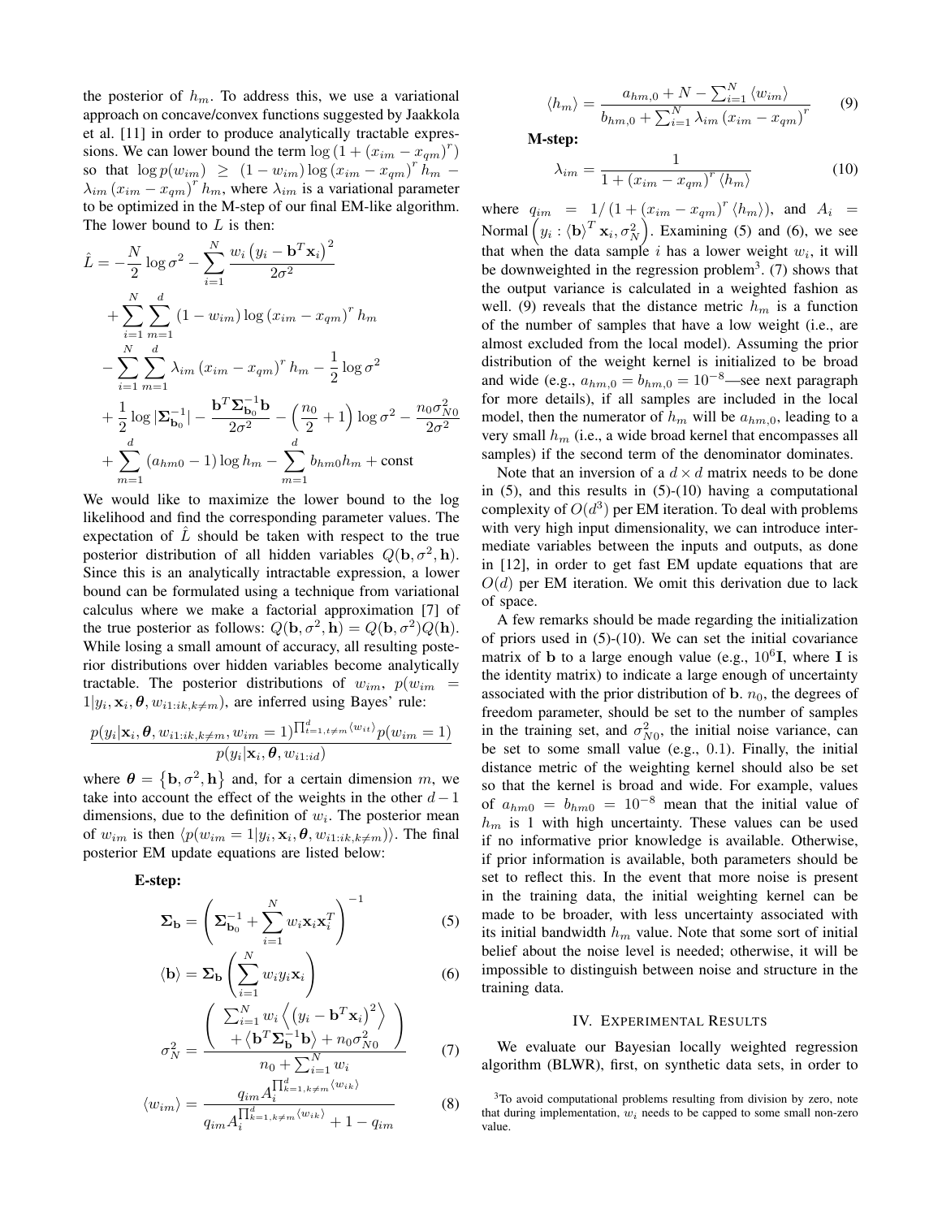the posterior of $h_m$. To address this, we use a variational approach on concave/convex functions suggested by Jaakkola et al. [11] in order to produce analytically tractable expressions. We can lower bound the term $\log\left(1+(x_{im}-x_{qm})^r\right)$ so that $\log p(w_{im}) \geq (1-w_{im})\log(x_{im}-x_{qm})^r h_m - \lambda_{im}(x_{im}-x_{qm})^r h_m$, where $\lambda_{im}$ is a variational parameter to be optimized in the M-step of our final EM-like algorithm. The lower bound to $L$ is then:

$$
\begin{aligned}
\hat{L} &= -\frac{N}{2}\log\sigma^2 - \sum_{i=1}^{N}\frac{w_i\left(y_i-\mathbf{b}^T\mathbf{x}_i\right)^2}{2\sigma^2} \\
&+ \sum_{i=1}^{N}\sum_{m=1}^{d}(1-w_{im})\log(x_{im}-x_{qm})^r h_m \\
&- \sum_{i=1}^{N}\sum_{m=1}^{d}\lambda_{im}(x_{im}-x_{qm})^r h_m - \frac{1}{2}\log\sigma^2 \\
&+ \frac{1}{2}\log|\mathbf{\Sigma}_{\mathbf{b}_0}^{-1}| - \frac{\mathbf{b}^T\mathbf{\Sigma}_{\mathbf{b}_0}^{-1}\mathbf{b}}{2\sigma^2} - \left(\frac{n_0}{2}+1\right)\log\sigma^2 - \frac{n_0\sigma_{N0}^2}{2\sigma^2} \\
&+ \sum_{m=1}^{d}(a_{hm0}-1)\log h_m - \sum_{m=1}^{d}b_{hm0}h_m + \text{const}
\end{aligned}
$$

We would like to maximize the lower bound to the log likelihood and find the corresponding parameter values. The expectation of $\hat{L}$ should be taken with respect to the true posterior distribution of all hidden variables $Q(\mathbf{b},\sigma^2,\mathbf{h})$. Since this is an analytically intractable expression, a lower bound can be formulated using a technique from variational calculus where we make a factorial approximation [7] of the true posterior as follows: $Q(\mathbf{b},\sigma^2,\mathbf{h}) = Q(\mathbf{b},\sigma^2)Q(\mathbf{h})$. While losing a small amount of accuracy, all resulting posterior distributions over hidden variables become analytically tractable. The posterior distributions of $w_{im}$, $p(w_{im}=1|y_i,\mathbf{x}_i,\boldsymbol{\theta},w_{i1:ik,k\neq m})$, are inferred using Bayes' rule:

$$
\frac{p(y_i|\mathbf{x}_i,\boldsymbol{\theta},w_{i1:ik,k\neq m},w_{im}=1)^{\prod_{t=1,t\neq m}^{d}\langle w_{it}\rangle}p(w_{im}=1)}{p(y_i|\mathbf{x}_i,\boldsymbol{\theta},w_{i1:id})}
$$

where $\boldsymbol{\theta}=\{\mathbf{b},\sigma^2,\mathbf{h}\}$ and, for a certain dimension $m$, we take into account the effect of the weights in the other $d-1$ dimensions, due to the definition of $w_i$. The posterior mean of $w_{im}$ is then $\langle p(w_{im}=1|y_i,\mathbf{x}_i,\boldsymbol{\theta},w_{i1:ik,k\neq m})\rangle$. The final posterior EM update equations are listed below:

**E-step:**

$$
\mathbf{\Sigma}_{\mathbf{b}} = \left(\mathbf{\Sigma}_{\mathbf{b}_0}^{-1} + \sum_{i=1}^{N}w_i\mathbf{x}_i\mathbf{x}_i^T\right)^{-1} \tag{5}
$$

$$
\langle\mathbf{b}\rangle = \mathbf{\Sigma}_{\mathbf{b}}\left(\sum_{i=1}^{N}w_i y_i\mathbf{x}_i\right) \tag{6}
$$

$$
\sigma_N^2 = \frac{\left(\begin{array}{c}\sum_{i=1}^{N}w_i\left\langle\left(y_i-\mathbf{b}^T\mathbf{x}_i\right)^2\right\rangle \\ +\left\langle\mathbf{b}^T\mathbf{\Sigma}_{\mathbf{b}}^{-1}\mathbf{b}\right\rangle + n_0\sigma_{N0}^2\end{array}\right)}{n_0+\sum_{i=1}^{N}w_i} \tag{7}
$$

$$
\langle w_{im}\rangle = \frac{q_{im}A_i^{\prod_{k=1,k\neq m}^{d}\langle w_{ik}\rangle}}{q_{im}A_i^{\prod_{k=1,k\neq m}^{d}\langle w_{ik}\rangle}+1-q_{im}} \tag{8}
$$

$$
\langle h_m\rangle = \frac{a_{hm,0}+N-\sum_{i=1}^{N}\langle w_{im}\rangle}{b_{hm,0}+\sum_{i=1}^{N}\lambda_{im}(x_{im}-x_{qm})^r} \tag{9}
$$

**M-step:**

$$
\lambda_{im} = \frac{1}{1+(x_{im}-x_{qm})^r\langle h_m\rangle} \tag{10}
$$

where $q_{im} = 1/\left(1+(x_{im}-x_{qm})^r\langle h_m\rangle\right)$, and $A_i = \text{Normal}\left(y_i : \langle\mathbf{b}\rangle^T\mathbf{x}_i, \sigma_N^2\right)$. Examining (5) and (6), we see that when the data sample $i$ has a lower weight $w_i$, it will be downweighted in the regression problem[3]. (7) shows that the output variance is calculated in a weighted fashion as well. (9) reveals that the distance metric $h_m$ is a function of the number of samples that have a low weight (i.e., are almost excluded from the local model). Assuming the prior distribution of the weight kernel is initialized to be broad and wide (e.g., $a_{hm,0}=b_{hm,0}=10^{-8}$—see next paragraph for more details), if all samples are included in the local model, then the numerator of $h_m$ will be $a_{hm,0}$, leading to a very small $h_m$ (i.e., a wide broad kernel that encompasses all samples) if the second term of the denominator dominates.

Note that an inversion of a $d\times d$ matrix needs to be done in (5), and this results in (5)-(10) having a computational complexity of $O(d^3)$ per EM iteration. To deal with problems with very high input dimensionality, we can introduce intermediate variables between the inputs and outputs, as done in [12], in order to get fast EM update equations that are $O(d)$ per EM iteration. We omit this derivation due to lack of space.

A few remarks should be made regarding the initialization of priors used in (5)-(10). We can set the initial covariance matrix of $\mathbf{b}$ to a large enough value (e.g., $10^6\mathbf{I}$, where $\mathbf{I}$ is the identity matrix) to indicate a large enough of uncertainty associated with the prior distribution of $\mathbf{b}$. $n_0$, the degrees of freedom parameter, should be set to the number of samples in the training set, and $\sigma_{N0}^2$, the initial noise variance, can be set to some small value (e.g., 0.1). Finally, the initial distance metric of the weighting kernel should also be set so that the kernel is broad and wide. For example, values of $a_{hm0}=b_{hm0}=10^{-8}$ mean that the initial value of $h_m$ is 1 with high uncertainty. These values can be used if no informative prior knowledge is available. Otherwise, if prior information is available, both parameters should be set to reflect this. In the event that more noise is present in the training data, the initial weighting kernel can be made to be broader, with less uncertainty associated with its initial bandwidth $h_m$ value. Note that some sort of initial belief about the noise level is needed; otherwise, it will be impossible to distinguish between noise and structure in the training data.

## IV. Experimental Results

We evaluate our Bayesian locally weighted regression algorithm (BLWR), first, on synthetic data sets, in order to

[3] To avoid computational problems resulting from division by zero, note that during implementation, $w_i$ needs to be capped to some small non-zero value.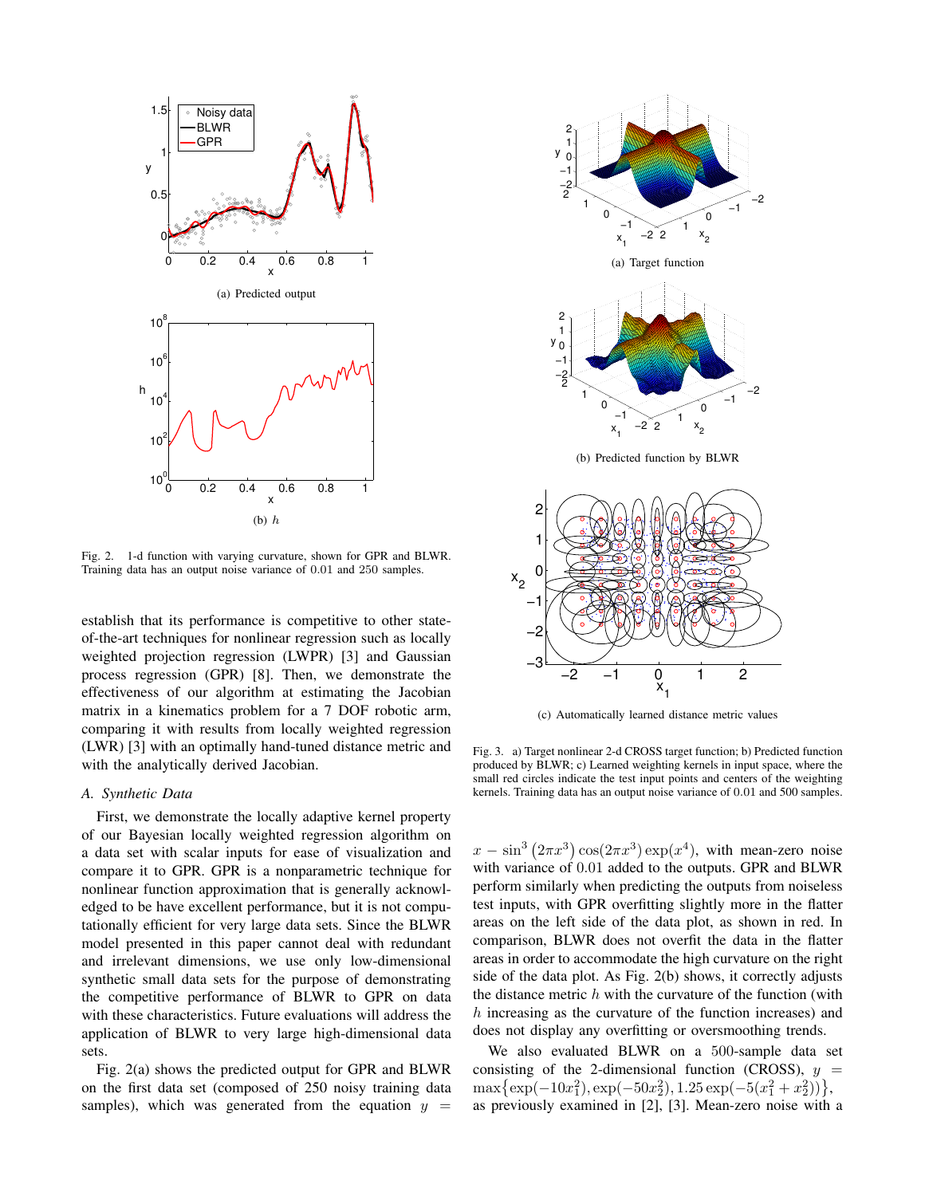(a) Predicted output

(b) $h$

Fig. 2. 1-d function with varying curvature, shown for GPR and BLWR. Training data has an output noise variance of 0.01 and 250 samples.

establish that its performance is competitive to other state-of-the-art techniques for nonlinear regression such as locally weighted projection regression (LWPR) [3] and Gaussian process regression (GPR) [8]. Then, we demonstrate the effectiveness of our algorithm at estimating the Jacobian matrix in a kinematics problem for a 7 DOF robotic arm, comparing it with results from locally weighted regression (LWR) [3] with an optimally hand-tuned distance metric and with the analytically derived Jacobian.

### *A. Synthetic Data*

First, we demonstrate the locally adaptive kernel property of our Bayesian locally weighted regression algorithm on a data set with scalar inputs for ease of visualization and compare it to GPR. GPR is a nonparametric technique for nonlinear function approximation that is generally acknowledged to be have excellent performance, but it is not computationally efficient for very large data sets. Since the BLWR model presented in this paper cannot deal with redundant and irrelevant dimensions, we use only low-dimensional synthetic small data sets for the purpose of demonstrating the competitive performance of BLWR to GPR on data with these characteristics. Future evaluations will address the application of BLWR to very large high-dimensional data sets.

Fig. 2(a) shows the predicted output for GPR and BLWR on the first data set (composed of 250 noisy training data samples), which was generated from the equation $y = x - \sin^3(2\pi x^3)\cos(2\pi x^3)\exp(x^4)$, with mean-zero noise with variance of 0.01 added to the outputs. GPR and BLWR perform similarly when predicting the outputs from noiseless test inputs, with GPR overfitting slightly more in the flatter areas on the left side of the data plot, as shown in red. In comparison, BLWR does not overfit the data in the flatter areas in order to accommodate the high curvature on the right side of the data plot. As Fig. 2(b) shows, it correctly adjusts the distance metric $h$ with the curvature of the function (with $h$ increasing as the curvature of the function increases) and does not display any overfitting or oversmoothing trends.

(a) Target function

(b) Predicted function by BLWR

(c) Automatically learned distance metric values

Fig. 3. a) Target nonlinear 2-d CROSS target function; b) Predicted function produced by BLWR; c) Learned weighting kernels in input space, where the small red circles indicate the test input points and centers of the weighting kernels. Training data has an output noise variance of 0.01 and 500 samples.

We also evaluated BLWR on a 500-sample data set consisting of the 2-dimensional function (CROSS), $y = \max\{\exp(-10x_1^2), \exp(-50x_2^2), 1.25\exp(-5(x_1^2 + x_2^2))\}$, as previously examined in [2], [3]. Mean-zero noise with a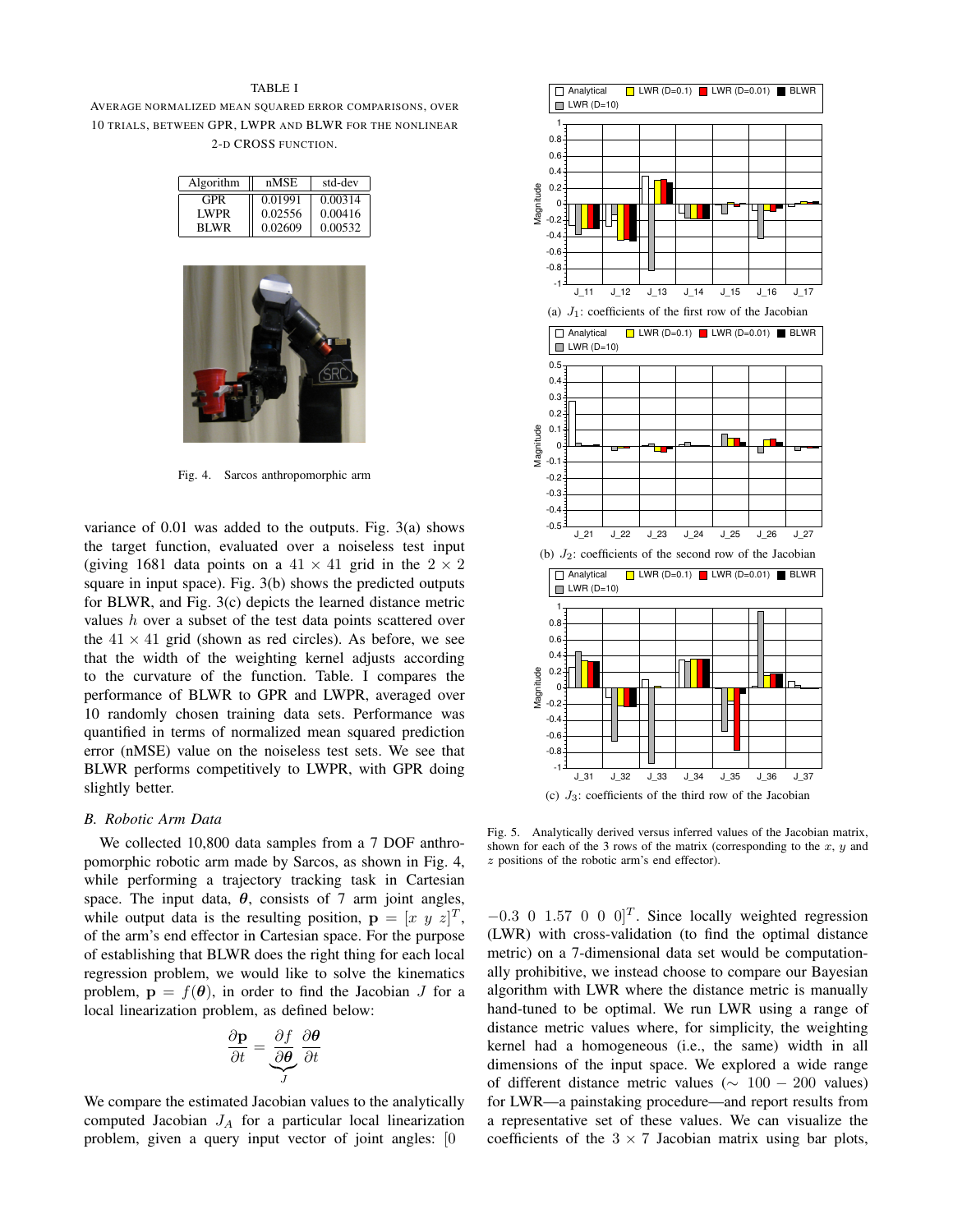TABLE I

AVERAGE NORMALIZED MEAN SQUARED ERROR COMPARISONS, OVER 10 TRIALS, BETWEEN GPR, LWPR AND BLWR FOR THE NONLINEAR 2-D CROSS FUNCTION.

| Algorithm | nMSE | std-dev |
|---|---|---|
| GPR | 0.01991 | 0.00314 |
| LWPR | 0.02556 | 0.00416 |
| BLWR | 0.02609 | 0.00532 |

Fig. 4. Sarcos anthropomorphic arm

variance of 0.01 was added to the outputs. Fig. 3(a) shows the target function, evaluated over a noiseless test input (giving 1681 data points on a $41 \times 41$ grid in the $2 \times 2$ square in input space). Fig. 3(b) shows the predicted outputs for BLWR, and Fig. 3(c) depicts the learned distance metric values $h$ over a subset of the test data points scattered over the $41 \times 41$ grid (shown as red circles). As before, we see that the width of the weighting kernel adjusts according to the curvature of the function. Table. I compares the performance of BLWR to GPR and LWPR, averaged over 10 randomly chosen training data sets. Performance was quantified in terms of normalized mean squared prediction error (nMSE) value on the noiseless test sets. We see that BLWR performs competitively to LWPR, with GPR doing slightly better.

### B. Robotic Arm Data

We collected 10,800 data samples from a 7 DOF anthropomorphic robotic arm made by Sarcos, as shown in Fig. 4, while performing a trajectory tracking task in Cartesian space. The input data, $\boldsymbol{\theta}$, consists of 7 arm joint angles, while output data is the resulting position, $\mathbf{p} = [x\ y\ z]^T$, of the arm's end effector in Cartesian space. For the purpose of establishing that BLWR does the right thing for each local regression problem, we would like to solve the kinematics problem, $\mathbf{p} = f(\boldsymbol{\theta})$, in order to find the Jacobian $J$ for a local linearization problem, as defined below:

$$\frac{\partial \mathbf{p}}{\partial t} = \underbrace{\frac{\partial f}{\partial \boldsymbol{\theta}}}_{J} \frac{\partial \boldsymbol{\theta}}{\partial t}$$

We compare the estimated Jacobian values to the analytically computed Jacobian $J_A$ for a particular local linearization problem, given a query input vector of joint angles: $[0\ \ -0.3\ \ 0\ \ 1.57\ \ 0\ \ 0\ \ 0]^T$. Since locally weighted regression (LWR) with cross-validation (to find the optimal distance metric) on a 7-dimensional data set would be computationally prohibitive, we instead choose to compare our Bayesian algorithm with LWR where the distance metric is manually hand-tuned to be optimal. We run LWR using a range of distance metric values where, for simplicity, the weighting kernel had a homogeneous (i.e., the same) width in all dimensions of the input space. We explored a wide range of different distance metric values ($\sim 100 - 200$ values) for LWR—a painstaking procedure—and report results from a representative set of these values. We can visualize the coefficients of the $3 \times 7$ Jacobian matrix using bar plots,

(a) $J_1$: coefficients of the first row of the Jacobian

(b) $J_2$: coefficients of the second row of the Jacobian

(c) $J_3$: coefficients of the third row of the Jacobian

Fig. 5. Analytically derived versus inferred values of the Jacobian matrix, shown for each of the 3 rows of the matrix (corresponding to the $x$, $y$ and $z$ positions of the robotic arm's end effector).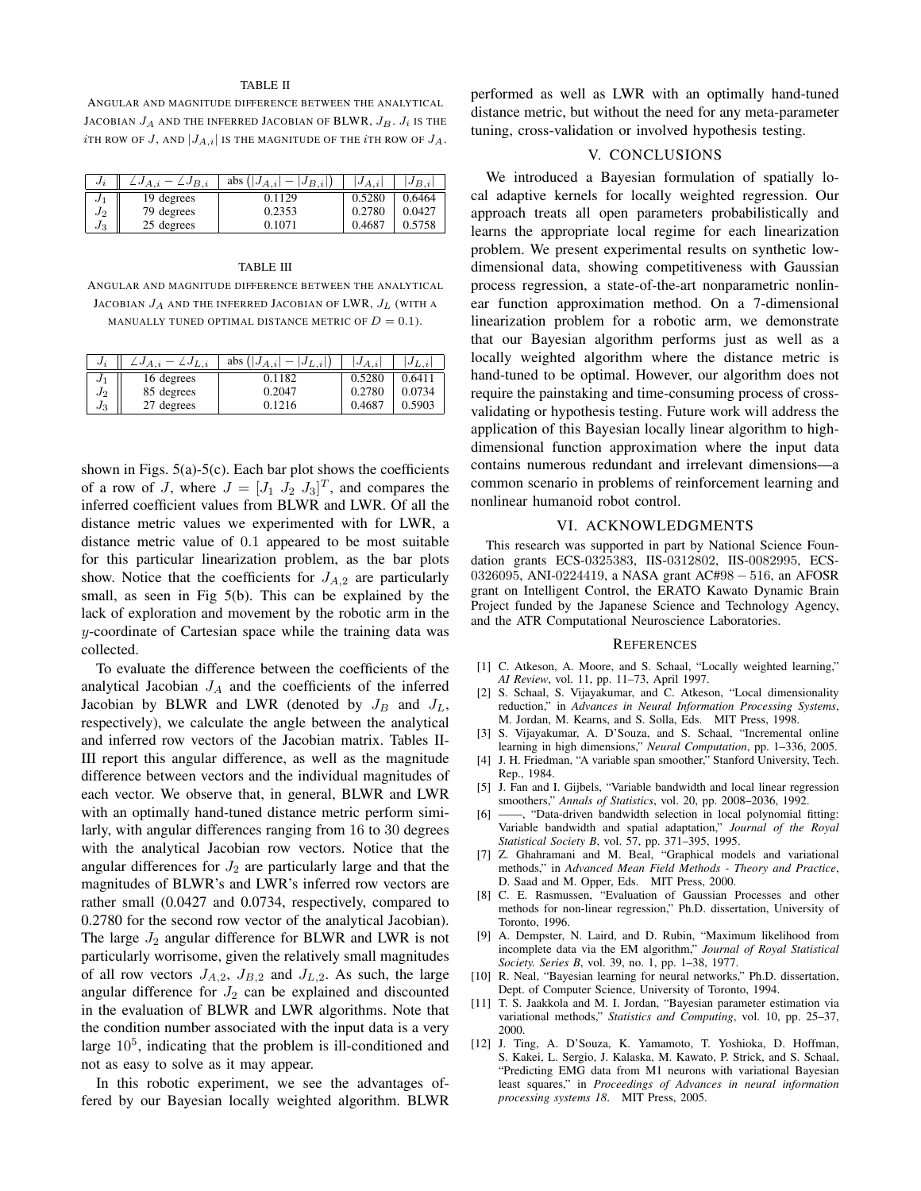TABLE II

ANGULAR AND MAGNITUDE DIFFERENCE BETWEEN THE ANALYTICAL JACOBIAN $J_A$ AND THE INFERRED JACOBIAN OF BLWR, $J_B$. $J_i$ IS THE $i$TH ROW OF $J$, AND $|J_{A,i}|$ IS THE MAGNITUDE OF THE $i$TH ROW OF $J_A$.

| $J_i$ | $\angle J_{A,i} - \angle J_{B,i}$ | abs $(\lvert J_{A,i}\rvert - \lvert J_{B,i}\rvert)$ | $\lvert J_{A,i}\rvert$ | $\lvert J_{B,i}\rvert$ |
|---|---|---|---|---|
| $J_1$ | 19 degrees | 0.1129 | 0.5280 | 0.6464 |
| $J_2$ | 79 degrees | 0.2353 | 0.2780 | 0.0427 |
| $J_3$ | 25 degrees | 0.1071 | 0.4687 | 0.5758 |

TABLE III

ANGULAR AND MAGNITUDE DIFFERENCE BETWEEN THE ANALYTICAL JACOBIAN $J_A$ AND THE INFERRED JACOBIAN OF LWR, $J_L$ (WITH A MANUALLY TUNED OPTIMAL DISTANCE METRIC OF $D = 0.1$).

| $J_i$ | $\angle J_{A,i} - \angle J_{L,i}$ | abs $(\lvert J_{A,i}\rvert - \lvert J_{L,i}\rvert)$ | $\lvert J_{A,i}\rvert$ | $\lvert J_{L,i}\rvert$ |
|---|---|---|---|---|
| $J_1$ | 16 degrees | 0.1182 | 0.5280 | 0.6411 |
| $J_2$ | 85 degrees | 0.2047 | 0.2780 | 0.0734 |
| $J_3$ | 27 degrees | 0.1216 | 0.4687 | 0.5903 |

shown in Figs. 5(a)-5(c). Each bar plot shows the coefficients of a row of $J$, where $J = [J_1\ J_2\ J_3]^T$, and compares the inferred coefficient values from BLWR and LWR. Of all the distance metric values we experimented with for LWR, a distance metric value of 0.1 appeared to be most suitable for this particular linearization problem, as the bar plots show. Notice that the coefficients for $J_{A,2}$ are particularly small, as seen in Fig 5(b). This can be explained by the lack of exploration and movement by the robotic arm in the $y$-coordinate of Cartesian space while the training data was collected.

To evaluate the difference between the coefficients of the analytical Jacobian $J_A$ and the coefficients of the inferred Jacobian by BLWR and LWR (denoted by $J_B$ and $J_L$, respectively), we calculate the angle between the analytical and inferred row vectors of the Jacobian matrix. Tables II-III report this angular difference, as well as the magnitude difference between vectors and the individual magnitudes of each vector. We observe that, in general, BLWR and LWR with an optimally hand-tuned distance metric perform similarly, with angular differences ranging from 16 to 30 degrees with the analytical Jacobian row vectors. Notice that the angular differences for $J_2$ are particularly large and that the magnitudes of BLWR's and LWR's inferred row vectors are rather small (0.0427 and 0.0734, respectively, compared to 0.2780 for the second row vector of the analytical Jacobian). The large $J_2$ angular difference for BLWR and LWR is not particularly worrisome, given the relatively small magnitudes of all row vectors $J_{A,2}$, $J_{B,2}$ and $J_{L,2}$. As such, the large angular difference for $J_2$ can be explained and discounted in the evaluation of BLWR and LWR algorithms. Note that the condition number associated with the input data is a very large $10^5$, indicating that the problem is ill-conditioned and not as easy to solve as it may appear.

In this robotic experiment, we see the advantages offered by our Bayesian locally weighted algorithm. BLWR performed as well as LWR with an optimally hand-tuned distance metric, but without the need for any meta-parameter tuning, cross-validation or involved hypothesis testing.

## V. CONCLUSIONS

We introduced a Bayesian formulation of spatially local adaptive kernels for locally weighted regression. Our approach treats all open parameters probabilistically and learns the appropriate local regime for each linearization problem. We present experimental results on synthetic low-dimensional data, showing competitiveness with Gaussian process regression, a state-of-the-art nonparametric nonlinear function approximation method. On a 7-dimensional linearization problem for a robotic arm, we demonstrate that our Bayesian algorithm performs just as well as a locally weighted algorithm where the distance metric is hand-tuned to be optimal. However, our algorithm does not require the painstaking and time-consuming process of cross-validating or hypothesis testing. Future work will address the application of this Bayesian locally linear algorithm to high-dimensional function approximation where the input data contains numerous redundant and irrelevant dimensions—a common scenario in problems of reinforcement learning and nonlinear humanoid robot control.

## VI. ACKNOWLEDGMENTS

This research was supported in part by National Science Foundation grants ECS-0325383, IIS-0312802, IIS-0082995, ECS-0326095, ANI-0224419, a NASA grant AC#98 − 516, an AFOSR grant on Intelligent Control, the ERATO Kawato Dynamic Brain Project funded by the Japanese Science and Technology Agency, and the ATR Computational Neuroscience Laboratories.

## REFERENCES

[1] C. Atkeson, A. Moore, and S. Schaal, "Locally weighted learning," *AI Review*, vol. 11, pp. 11–73, April 1997.

[2] S. Schaal, S. Vijayakumar, and C. Atkeson, "Local dimensionality reduction," in *Advances in Neural Information Processing Systems*, M. Jordan, M. Kearns, and S. Solla, Eds. MIT Press, 1998.

[3] S. Vijayakumar, A. D'Souza, and S. Schaal, "Incremental online learning in high dimensions," *Neural Computation*, pp. 1–336, 2005.

[4] J. H. Friedman, "A variable span smoother," Stanford University, Tech. Rep., 1984.

[5] J. Fan and I. Gijbels, "Variable bandwidth and local linear regression smoothers," *Annals of Statistics*, vol. 20, pp. 2008–2036, 1992.

[6] ——, "Data-driven bandwidth selection in local polynomial fitting: Variable bandwidth and spatial adaptation," *Journal of the Royal Statistical Society B*, vol. 57, pp. 371–395, 1995.

[7] Z. Ghahramani and M. Beal, "Graphical models and variational methods," in *Advanced Mean Field Methods - Theory and Practice*, D. Saad and M. Opper, Eds. MIT Press, 2000.

[8] C. E. Rasmussen, "Evaluation of Gaussian Processes and other methods for non-linear regression," Ph.D. dissertation, University of Toronto, 1996.

[9] A. Dempster, N. Laird, and D. Rubin, "Maximum likelihood from incomplete data via the EM algorithm," *Journal of Royal Statistical Society. Series B*, vol. 39, no. 1, pp. 1–38, 1977.

[10] R. Neal, "Bayesian learning for neural networks," Ph.D. dissertation, Dept. of Computer Science, University of Toronto, 1994.

[11] T. S. Jaakkola and M. I. Jordan, "Bayesian parameter estimation via variational methods," *Statistics and Computing*, vol. 10, pp. 25–37, 2000.

[12] J. Ting, A. D'Souza, K. Yamamoto, T. Yoshioka, D. Hoffman, S. Kakei, L. Sergio, J. Kalaska, M. Kawato, P. Strick, and S. Schaal, "Predicting EMG data from M1 neurons with variational Bayesian least squares," in *Proceedings of Advances in neural information processing systems 18*. MIT Press, 2005.